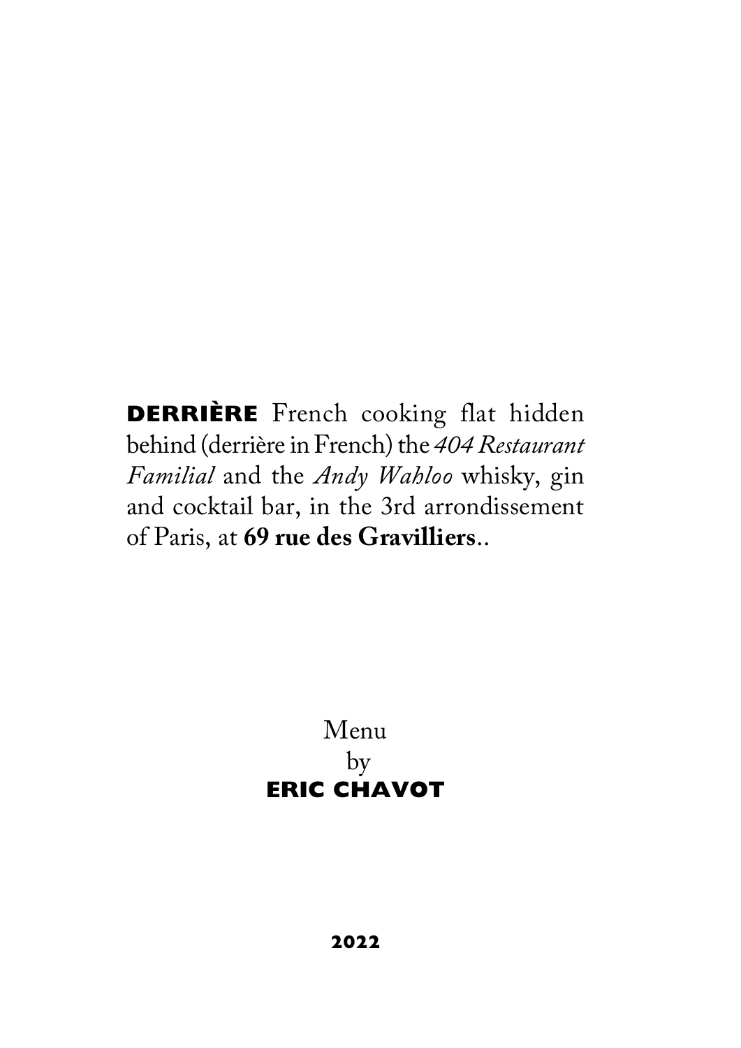**DERRIÈRE** French cooking flat hidden behind (derrière in French) the *404 Restaurant Familial* and the *Andy Wahloo* whisky, gin and cocktail bar, in the 3rd arrondissement of Paris, at **69 rue des Gravilliers**..

Menu
by
**ERIC CHAVOT**

**2022**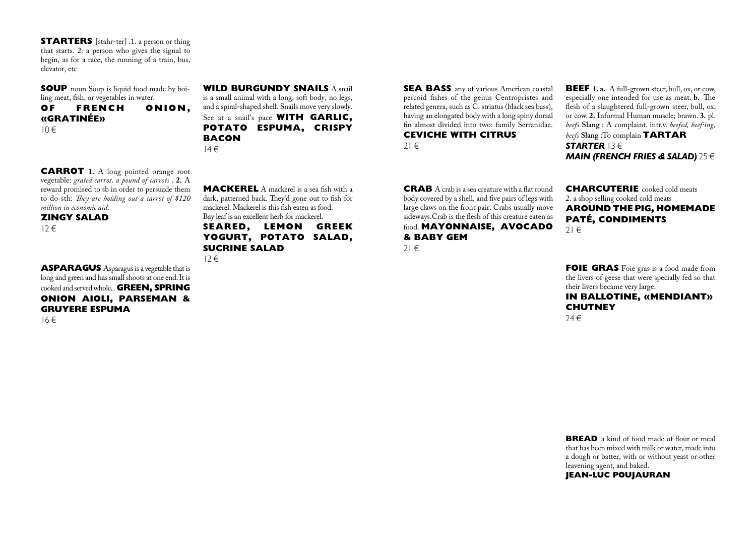## STARTERS

**STARTERS** [stahr-ter] .1. a person or thing that starts. 2. a person who gives the signal to begin, as for a race, the running of a train, bus, elevator, etc

**SOUP** noun Soup is liquid food made by boiling meat, fish, or vegetables in water.
**OF FRENCH ONION, «GRATINÉE»**
10 €

**CARROT** **1.** A long pointed orange root vegetable: *grated carrot, a pound of carrots* . **2.** A reward promised to sb in order to persuade them to do sth: *They are holding out a carrot of $120 million in economic aid*.
**ZINGY SALAD**
12 €

**ASPARAGUS** Asparagus is a vegetable that is long and green and has small shoots at one end. It is cooked and served whole.. **GREEN, SPRING ONION AIOLI, PARSEMAN & GRUYERE ESPUMA**
16 €

**WILD BURGUNDY SNAILS** A snail is a small animal with a long, soft body, no legs, and a spiral-shaped shell. Snails move very slowly. See at a snail's pace **WITH GARLIC, POTATO ESPUMA, CRISPY BACON**
14 €

**MACKEREL** A mackerel is a sea fish with a dark, patterned back. They'd gone out to fish for mackerel. Mackerel is this fish eaten as food. Bay leaf is an excellent herb for mackerel.
**SEARED, LEMON GREEK YOGURT, POTATO SALAD, SUCRINE SALAD**
12 €

**SEA BASS** any of various American coastal percoid fishes of the genus Centropristes and related genera, such as C. striatus (black sea bass), having an elongated body with a long spiny dorsal fin almost divided into two: family Serranidae.
**CEVICHE WITH CITRUS**
21 €

**CRAB** A crab is a sea creature with a flat round body covered by a shell, and five pairs of legs with large claws on the front pair. Crabs usually move sideways.Crab is the flesh of this creature eaten as food. **MAYONNAISE, AVOCADO & BABY GEM**
21 €

**BEEF** **1. a.** A full-grown steer, bull, ox, or cow, especially one intended for use as meat. **b.** The flesh of a slaughtered full-grown steer, bull, ox, or cow. **2.** Informal Human muscle; brawn. **3.** pl. *beefs* **Slang** : A complaint. intr.v. *beefed, beef·ing, beefs* **Slang** :To complain **TARTAR**
***STARTER*** 13 €
***MAIN (FRENCH FRIES & SALAD)*** 25 €

**CHARCUTERIE** cooked cold meats
2. a shop selling cooked cold meats
**AROUND THE PIG, HOMEMADE PATÉ, CONDIMENTS**
21 €

**FOIE GRAS** Foie gras is a food made from the livers of geese that were specially fed so that their livers became very large.
**IN BALLOTINE, «MENDIANT» CHUTNEY**
24 €

**BREAD** a kind of food made of flour or meal that has been mixed with milk or water, made into a dough or batter, with or without yeast or other leavening agent, and baked.
**JEAN-LUC POUJAURAN**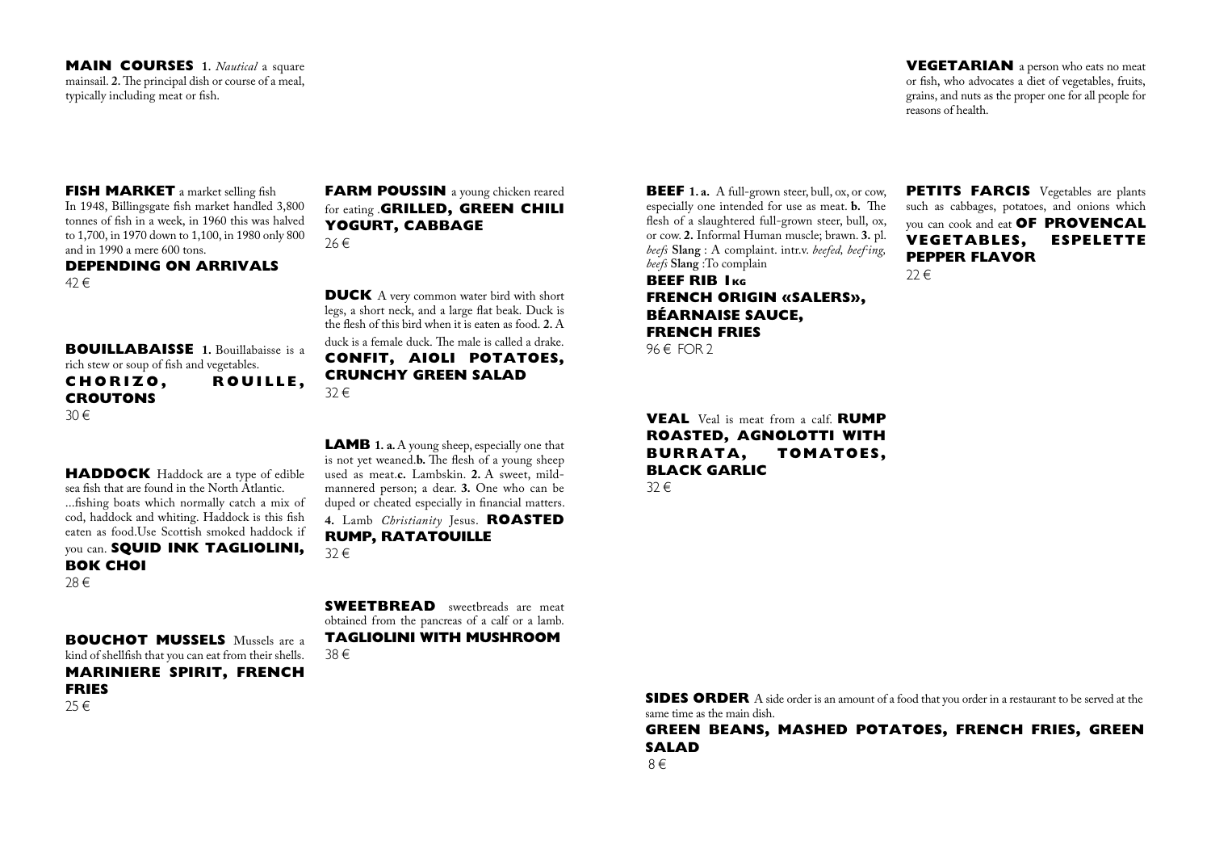## MAIN COURSES

**MAIN COURSES** 1. *Nautical* a square mainsail. 2. The principal dish or course of a meal, typically including meat or fish.

**FISH MARKET** a market selling fish
In 1948, Billingsgate fish market handled 3,800 tonnes of fish in a week, in 1960 this was halved to 1,700, in 1970 down to 1,100, in 1980 only 800 and in 1990 a mere 600 tons.
**DEPENDING ON ARRIVALS**
42 €

**BOUILLABAISSE** 1. Bouillabaisse is a rich stew or soup of fish and vegetables.
**CHORIZO, ROUILLE, CROUTONS**
30 €

**HADDOCK** Haddock are a type of edible sea fish that are found in the North Atlantic.
...fishing boats which normally catch a mix of cod, haddock and whiting. Haddock is this fish eaten as food.Use Scottish smoked haddock if you can. **SQUID INK TAGLIOLINI, BOK CHOI**
28 €

**BOUCHOT MUSSELS** Mussels are a kind of shellfish that you can eat from their shells.
**MARINIERE SPIRIT, FRENCH FRIES**
25 €

**FARM POUSSIN** a young chicken reared for eating .**GRILLED, GREEN CHILI YOGURT, CABBAGE**
26 €

**DUCK** A very common water bird with short legs, a short neck, and a large flat beak. Duck is the flesh of this bird when it is eaten as food. 2. A duck is a female duck. The male is called a drake.
**CONFIT, AIOLI POTATOES, CRUNCHY GREEN SALAD**
32 €

**LAMB** 1. a. A young sheep, especially one that is not yet weaned. b. The flesh of a young sheep used as meat. c. Lambskin. 2. A sweet, mild-mannered person; a dear. 3. One who can be duped or cheated especially in financial matters. 4. Lamb *Christianity* Jesus. **ROASTED RUMP, RATATOUILLE**
32 €

**SWEETBREAD** sweetbreads are meat obtained from the pancreas of a calf or a lamb.
**TAGLIOLINI WITH MUSHROOM**
38 €

**BEEF** 1. a. A full-grown steer, bull, ox, or cow, especially one intended for use as meat. b. The flesh of a slaughtered full-grown steer, bull, ox, or cow. 2. Informal Human muscle; brawn. 3. pl. *beefs* **Slang** : A complaint. intr.v. *beefed, beef·ing, beefs* **Slang** :To complain
**BEEF RIB 1KG**
**FRENCH ORIGIN «SALERS», BÉARNAISE SAUCE, FRENCH FRIES**
96 € FOR 2

**VEAL** Veal is meat from a calf. **RUMP ROASTED, AGNOLOTTI WITH BURRATA, TOMATOES, BLACK GARLIC**
32 €

## VEGETARIAN

**VEGETARIAN** a person who eats no meat or fish, who advocates a diet of vegetables, fruits, grains, and nuts as the proper one for all people for reasons of health.

**PETITS FARCIS** Vegetables are plants such as cabbages, potatoes, and onions which you can cook and eat **OF PROVENCAL VEGETABLES, ESPELETTE PEPPER FLAVOR**
22 €

## SIDES ORDER

**SIDES ORDER** A side order is an amount of a food that you order in a restaurant to be served at the same time as the main dish.
**GREEN BEANS, MASHED POTATOES, FRENCH FRIES, GREEN SALAD**
8 €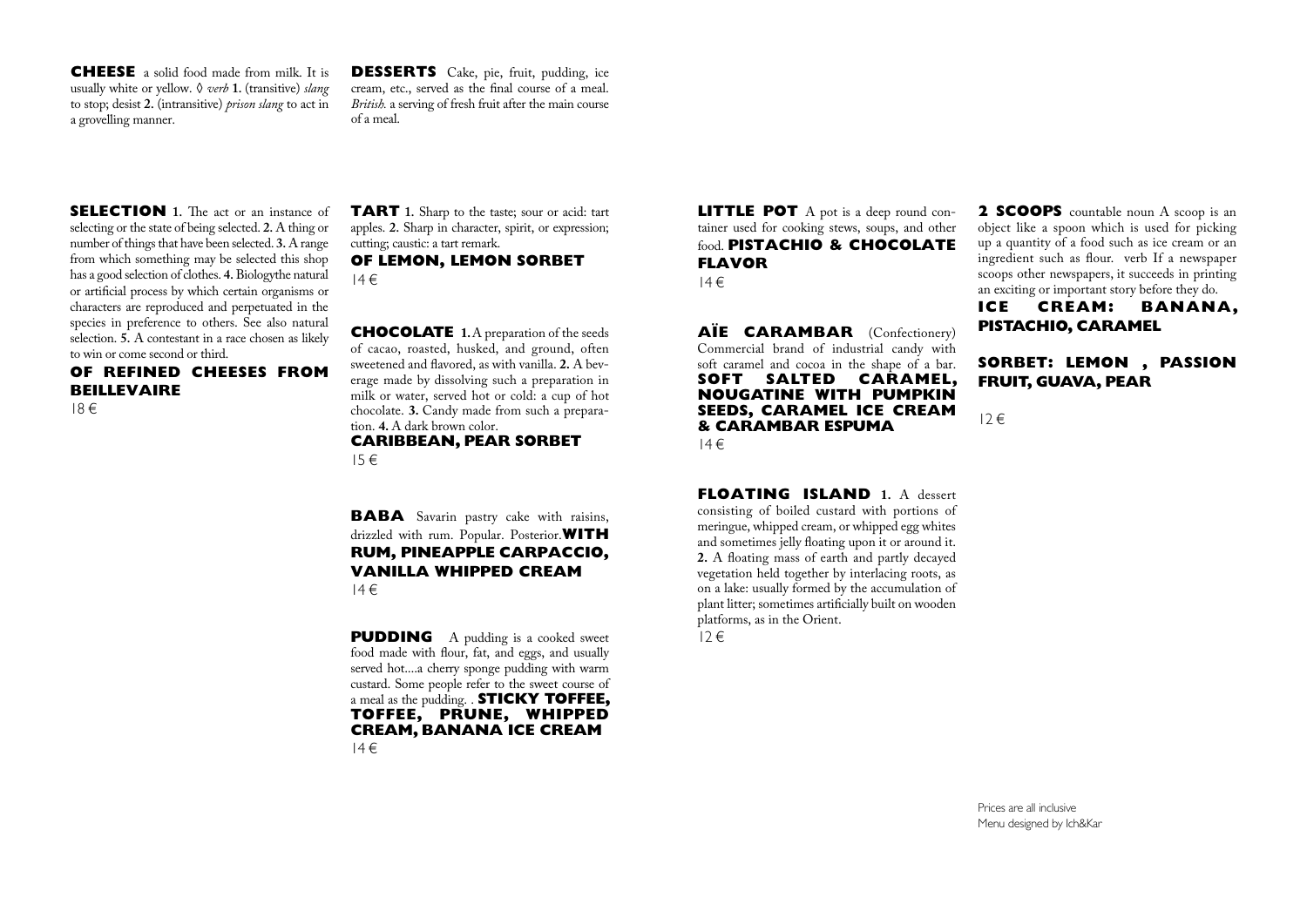**CHEESE** a solid food made from milk. It is usually white or yellow. ◊ *verb* **1.** (transitive) *slang* to stop; desist **2.** (intransitive) *prison slang* to act in a grovelling manner.

**DESSERTS** Cake, pie, fruit, pudding, ice cream, etc., served as the final course of a meal. *British.* a serving of fresh fruit after the main course of a meal.

**SELECTION 1.** The act or an instance of selecting or the state of being selected. **2.** A thing or number of things that have been selected. **3.** A range from which something may be selected this shop has a good selection of clothes. **4.** Biologythe natural or artificial process by which certain organisms or characters are reproduced and perpetuated in the species in preference to others. See also natural selection. **5.** A contestant in a race chosen as likely to win or come second or third.

**OF REFINED CHEESES FROM BEILLEVAIRE**

18 €

**TART 1.** Sharp to the taste; sour or acid: tart apples. **2.** Sharp in character, spirit, or expression; cutting; caustic: a tart remark.

**OF LEMON, LEMON SORBET**

14 €

**CHOCOLATE 1.** A preparation of the seeds of cacao, roasted, husked, and ground, often sweetened and flavored, as with vanilla. **2.** A beverage made by dissolving such a preparation in milk or water, served hot or cold: a cup of hot chocolate. **3.** Candy made from such a preparation. **4.** A dark brown color.

**CARIBBEAN, PEAR SORBET**

15 €

**BABA** Savarin pastry cake with raisins, drizzled with rum. Popular. Posterior. **WITH RUM, PINEAPPLE CARPACCIO, VANILLA WHIPPED CREAM**

14 €

**PUDDING** A pudding is a cooked sweet food made with flour, fat, and eggs, and usually served hot....a cherry sponge pudding with warm custard. Some people refer to the sweet course of a meal as the pudding. . **STICKY TOFFEE, TOFFEE, PRUNE, WHIPPED CREAM, BANANA ICE CREAM**

14 €

**LITTLE POT** A pot is a deep round container used for cooking stews, soups, and other food. **PISTACHIO & CHOCOLATE FLAVOR**

14 €

**AÏE CARAMBAR** (Confectionery) Commercial brand of industrial candy with soft caramel and cocoa in the shape of a bar. **SOFT SALTED CARAMEL, NOUGATINE WITH PUMPKIN SEEDS, CARAMEL ICE CREAM & CARAMBAR ESPUMA**

14 €

**FLOATING ISLAND 1.** A dessert consisting of boiled custard with portions of meringue, whipped cream, or whipped egg whites and sometimes jelly floating upon it or around it. **2.** A floating mass of earth and partly decayed vegetation held together by interlacing roots, as on a lake: usually formed by the accumulation of plant litter; sometimes artificially built on wooden platforms, as in the Orient.

12 €

**2 SCOOPS** countable noun A scoop is an object like a spoon which is used for picking up a quantity of a food such as ice cream or an ingredient such as flour. verb If a newspaper scoops other newspapers, it succeeds in printing an exciting or important story before they do.

**ICE CREAM: BANANA, PISTACHIO, CARAMEL**

**SORBET: LEMON , PASSION FRUIT, GUAVA, PEAR**

12 €

Prices are all inclusive
Menu designed by Ich&Kar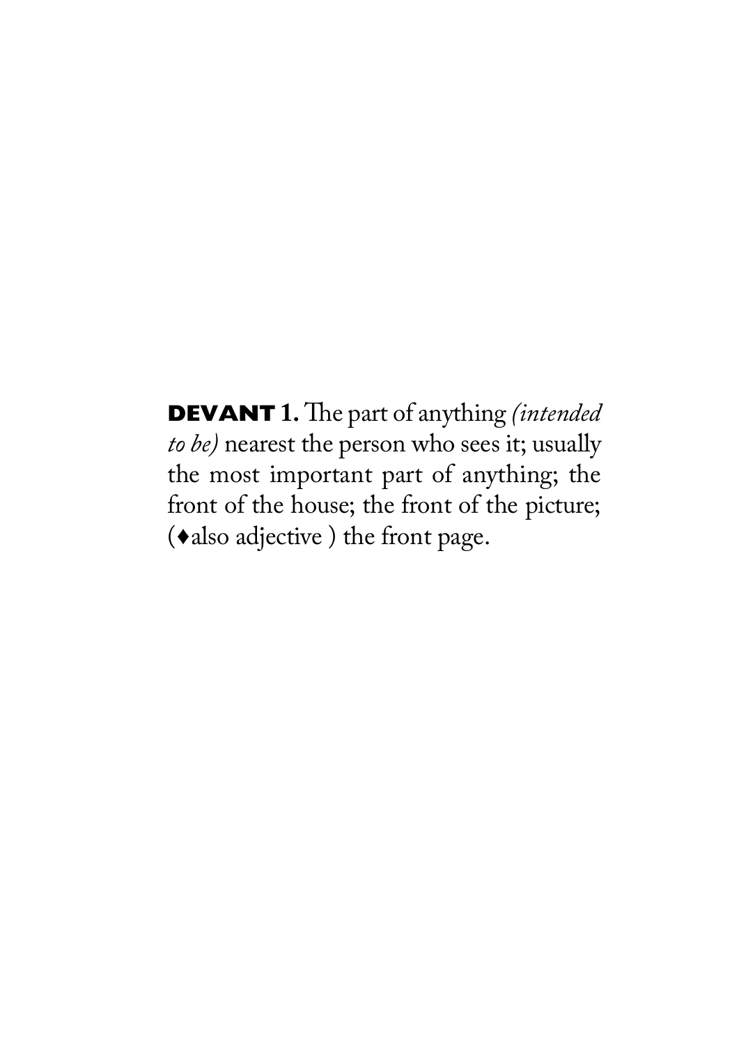**DEVANT 1.** The part of anything *(intended to be)* nearest the person who sees it; usually the most important part of anything; the front of the house; the front of the picture; (♦also adjective ) the front page.